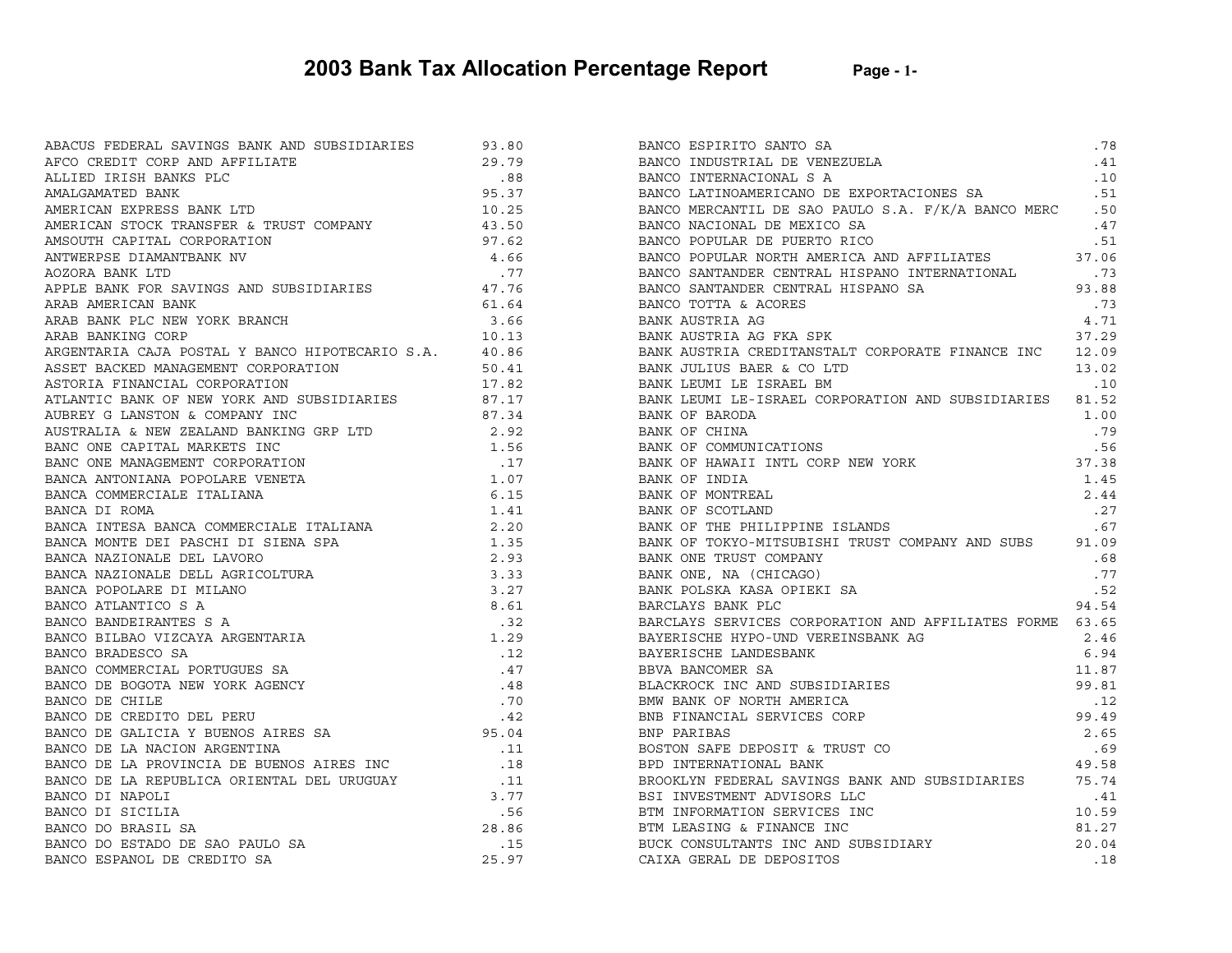# 2003 Bank Tax Allocation Percentage Report

| | |
|---|---|
| ABACUS FEDERAL SAVINGS BANK AND SUBSIDIARIES | 93.80 |
| AFCO CREDIT CORP AND AFFILIATE | 29.79 |
| ALLIED IRISH BANKS PLC | .88 |
| AMALGAMATED BANK | 95.37 |
| AMERICAN EXPRESS BANK LTD | 10.25 |
| AMERICAN STOCK TRANSFER & TRUST COMPANY | 43.50 |
| AMSOUTH CAPITAL CORPORATION | 97.62 |
| ANTWERPSE DIAMANTBANK NV | 4.66 |
| AOZORA BANK LTD | .77 |
| APPLE BANK FOR SAVINGS AND SUBSIDIARIES | 47.76 |
| ARAB AMERICAN BANK | 61.64 |
| ARAB BANK PLC NEW YORK BRANCH | 3.66 |
| ARAB BANKING CORP | 10.13 |
| ARGENTARIA CAJA POSTAL Y BANCO HIPOTECARIO S.A. | 40.86 |
| ASSET BACKED MANAGEMENT CORPORATION | 50.41 |
| ASTORIA FINANCIAL CORPORATION | 17.82 |
| ATLANTIC BANK OF NEW YORK AND SUBSIDIARIES | 87.17 |
| AUBREY G LANSTON & COMPANY INC | 87.34 |
| AUSTRALIA & NEW ZEALAND BANKING GRP LTD | 2.92 |
| BANC ONE CAPITAL MARKETS INC | 1.56 |
| BANC ONE MANAGEMENT CORPORATION | .17 |
| BANCA ANTONIANA POPOLARE VENETA | 1.07 |
| BANCA COMMERCIALE ITALIANA | 6.15 |
| BANCA DI ROMA | 1.41 |
| BANCA INTESA BANCA COMMERCIALE ITALIANA | 2.20 |
| BANCA MONTE DEI PASCHI DI SIENA SPA | 1.35 |
| BANCA NAZIONALE DEL LAVORO | 2.93 |
| BANCA NAZIONALE DELL AGRICOLTURA | 3.33 |
| BANCA POPOLARE DI MILANO | 3.27 |
| BANCO ATLANTICO S A | 8.61 |
| BANCO BANDEIRANTES S A | .32 |
| BANCO BILBAO VIZCAYA ARGENTARIA | 1.29 |
| BANCO BRADESCO SA | .12 |
| BANCO COMMERCIAL PORTUGUES SA | .47 |
| BANCO DE BOGOTA NEW YORK AGENCY | .48 |
| BANCO DE CHILE | .70 |
| BANCO DE CREDITO DEL PERU | .42 |
| BANCO DE GALICIA Y BUENOS AIRES SA | 95.04 |
| BANCO DE LA NACION ARGENTINA | .11 |
| BANCO DE LA PROVINCIA DE BUENOS AIRES INC | .18 |
| BANCO DE LA REPUBLICA ORIENTAL DEL URUGUAY | .11 |
| BANCO DI NAPOLI | 3.77 |
| BANCO DI SICILIA | .56 |
| BANCO DO BRASIL SA | 28.86 |
| BANCO DO ESTADO DE SAO PAULO SA | .15 |
| BANCO ESPANOL DE CREDITO SA | 25.97 |
| BANCO ESPIRITO SANTO SA | .78 |
| BANCO INDUSTRIAL DE VENEZUELA | .41 |
| BANCO INTERNACIONAL S A | .10 |
| BANCO LATINOAMERICANO DE EXPORTACIONES SA | .51 |
| BANCO MERCANTIL DE SAO PAULO S.A. F/K/A BANCO MERC | .50 |
| BANCO NACIONAL DE MEXICO SA | .47 |
| BANCO POPULAR DE PUERTO RICO | .51 |
| BANCO POPULAR NORTH AMERICA AND AFFILIATES | 37.06 |
| BANCO SANTANDER CENTRAL HISPANO INTERNATIONAL | .73 |
| BANCO SANTANDER CENTRAL HISPANO SA | 93.88 |
| BANCO TOTTA & ACORES | .73 |
| BANK AUSTRIA AG | 4.71 |
| BANK AUSTRIA AG FKA SPK | 37.29 |
| BANK AUSTRIA CREDITANSTALT CORPORATE FINANCE INC | 12.09 |
| BANK JULIUS BAER & CO LTD | 13.02 |
| BANK LEUMI LE ISRAEL BM | .10 |
| BANK LEUMI LE-ISRAEL CORPORATION AND SUBSIDIARIES | 81.52 |
| BANK OF BARODA | 1.00 |
| BANK OF CHINA | .79 |
| BANK OF COMMUNICATIONS | .56 |
| BANK OF HAWAII INTL CORP NEW YORK | 37.38 |
| BANK OF INDIA | 1.45 |
| BANK OF MONTREAL | 2.44 |
| BANK OF SCOTLAND | .27 |
| BANK OF THE PHILIPPINE ISLANDS | .67 |
| BANK OF TOKYO-MITSUBISHI TRUST COMPANY AND SUBS | 91.09 |
| BANK ONE TRUST COMPANY | .68 |
| BANK ONE, NA (CHICAGO) | .77 |
| BANK POLSKA KASA OPIEKI SA | .52 |
| BARCLAYS BANK PLC | 94.54 |
| BARCLAYS SERVICES CORPORATION AND AFFILIATES FORME | 63.65 |
| BAYERISCHE HYPO-UND VEREINSBANK AG | 2.46 |
| BAYERISCHE LANDESBANK | 6.94 |
| BBVA BANCOMER SA | 11.87 |
| BLACKROCK INC AND SUBSIDIARIES | 99.81 |
| BMW BANK OF NORTH AMERICA | .12 |
| BNB FINANCIAL SERVICES CORP | 99.49 |
| BNP PARIBAS | 2.65 |
| BOSTON SAFE DEPOSIT & TRUST CO | .69 |
| BPD INTERNATIONAL BANK | 49.58 |
| BROOKLYN FEDERAL SAVINGS BANK AND SUBSIDIARIES | 75.74 |
| BSI INVESTMENT ADVISORS LLC | .41 |
| BTM INFORMATION SERVICES INC | 10.59 |
| BTM LEASING & FINANCE INC | 81.27 |
| BUCK CONSULTANTS INC AND SUBSIDIARY | 20.04 |
| CAIXA GERAL DE DEPOSITOS | .18 |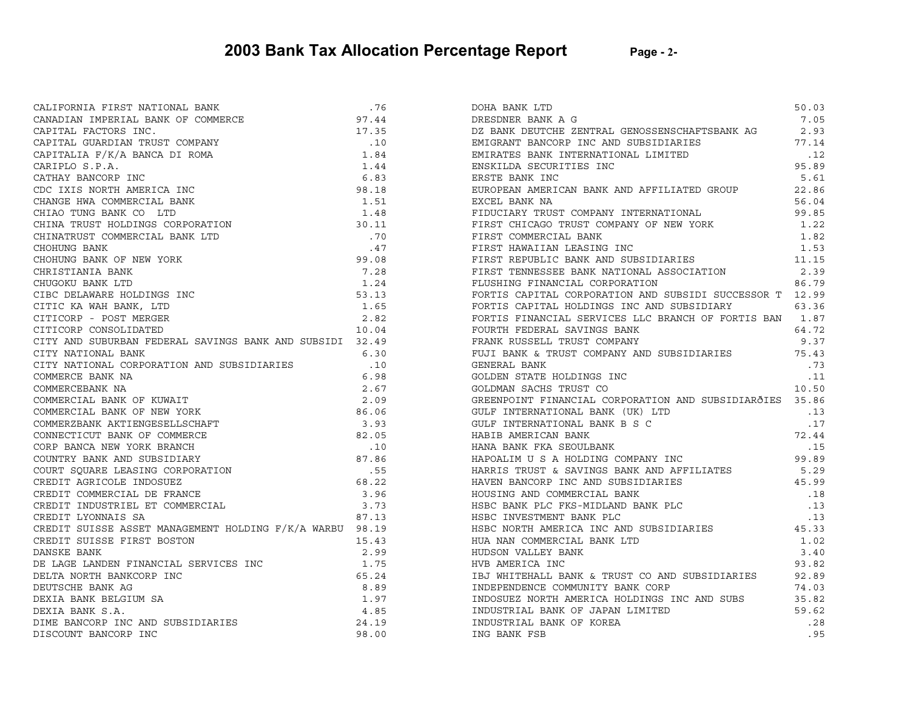# 2003 Bank Tax Allocation Percentage Report

| | |
|---|---|
| CALIFORNIA FIRST NATIONAL BANK | .76 |
| CANADIAN IMPERIAL BANK OF COMMERCE | 97.44 |
| CAPITAL FACTORS INC. | 17.35 |
| CAPITAL GUARDIAN TRUST COMPANY | .10 |
| CAPITALIA F/K/A BANCA DI ROMA | 1.84 |
| CARIPLO S.P.A. | 1.44 |
| CATHAY BANCORP INC | 6.83 |
| CDC IXIS NORTH AMERICA INC | 98.18 |
| CHANGE HWA COMMERCIAL BANK | 1.51 |
| CHIAO TUNG BANK CO LTD | 1.48 |
| CHINA TRUST HOLDINGS CORPORATION | 30.11 |
| CHINATRUST COMMERCIAL BANK LTD | .70 |
| CHOHUNG BANK | .47 |
| CHOHUNG BANK OF NEW YORK | 99.08 |
| CHRISTIANIA BANK | 7.28 |
| CHUGOKU BANK LTD | 1.24 |
| CIBC DELAWARE HOLDINGS INC | 53.13 |
| CITIC KA WAH BANK, LTD | 1.65 |
| CITICORP - POST MERGER | 2.82 |
| CITICORP CONSOLIDATED | 10.04 |
| CITY AND SUBURBAN FEDERAL SAVINGS BANK AND SUBSIDI | 32.49 |
| CITY NATIONAL BANK | 6.30 |
| CITY NATIONAL CORPORATION AND SUBSIDIARIES | .10 |
| COMMERCE BANK NA | 6.98 |
| COMMERCEBANK NA | 2.67 |
| COMMERCIAL BANK OF KUWAIT | 2.09 |
| COMMERCIAL BANK OF NEW YORK | 86.06 |
| COMMERZBANK AKTIENGESELLSCHAFT | 3.93 |
| CONNECTICUT BANK OF COMMERCE | 82.05 |
| CORP BANCA NEW YORK BRANCH | .10 |
| COUNTRY BANK AND SUBSIDIARY | 87.86 |
| COURT SQUARE LEASING CORPORATION | .55 |
| CREDIT AGRICOLE INDOSUEZ | 68.22 |
| CREDIT COMMERCIAL DE FRANCE | 3.96 |
| CREDIT INDUSTRIEL ET COMMERCIAL | 3.73 |
| CREDIT LYONNAIS SA | 87.13 |
| CREDIT SUISSE ASSET MANAGEMENT HOLDING F/K/A WARBU | 98.19 |
| CREDIT SUISSE FIRST BOSTON | 15.43 |
| DANSKE BANK | 2.99 |
| DE LAGE LANDEN FINANCIAL SERVICES INC | 1.75 |
| DELTA NORTH BANKCORP INC | 65.24 |
| DEUTSCHE BANK AG | 8.89 |
| DEXIA BANK BELGIUM SA | 1.97 |
| DEXIA BANK S.A. | 4.85 |
| DIME BANCORP INC AND SUBSIDIARIES | 24.19 |
| DISCOUNT BANCORP INC | 98.00 |
| DOHA BANK LTD | 50.03 |
| DRESDNER BANK A G | 7.05 |
| DZ BANK DEUTCHE ZENTRAL GENOSSENSCHAFTSBANK AG | 2.93 |
| EMIGRANT BANCORP INC AND SUBSIDIARIES | 77.14 |
| EMIRATES BANK INTERNATIONAL LIMITED | .12 |
| ENSKILDA SECURITIES INC | 95.89 |
| ERSTE BANK INC | 5.61 |
| EUROPEAN AMERICAN BANK AND AFFILIATED GROUP | 22.86 |
| EXCEL BANK NA | 56.04 |
| FIDUCIARY TRUST COMPANY INTERNATIONAL | 99.85 |
| FIRST CHICAGO TRUST COMPANY OF NEW YORK | 1.22 |
| FIRST COMMERCIAL BANK | 1.82 |
| FIRST HAWAIIAN LEASING INC | 1.53 |
| FIRST REPUBLIC BANK AND SUBSIDIARIES | 11.15 |
| FIRST TENNESSEE BANK NATIONAL ASSOCIATION | 2.39 |
| FLUSHING FINANCIAL CORPORATION | 86.79 |
| FORTIS CAPITAL CORPORATION AND SUBSIDI SUCCESSOR T | 12.99 |
| FORTIS CAPITAL HOLDINGS INC AND SUBSIDIARY | 63.36 |
| FORTIS FINANCIAL SERVICES LLC BRANCH OF FORTIS BAN | 1.87 |
| FOURTH FEDERAL SAVINGS BANK | 64.72 |
| FRANK RUSSELL TRUST COMPANY | 9.37 |
| FUJI BANK & TRUST COMPANY AND SUBSIDIARIES | 75.43 |
| GENERAL BANK | .73 |
| GOLDEN STATE HOLDINGS INC | .11 |
| GOLDMAN SACHS TRUST CO | 10.50 |
| GREENPOINT FINANCIAL CORPORATION AND SUBSIDIARðIES | 35.86 |
| GULF INTERNATIONAL BANK (UK) LTD | .13 |
| GULF INTERNATIONAL BANK B S C | .17 |
| HABIB AMERICAN BANK | 72.44 |
| HANA BANK FKA SEOULBANK | .15 |
| HAPOALIM U S A HOLDING COMPANY INC | 99.89 |
| HARRIS TRUST & SAVINGS BANK AND AFFILIATES | 5.29 |
| HAVEN BANCORP INC AND SUBSIDIARIES | 45.99 |
| HOUSING AND COMMERCIAL BANK | .18 |
| HSBC BANK PLC FKS-MIDLAND BANK PLC | .13 |
| HSBC INVESTMENT BANK PLC | .13 |
| HSBC NORTH AMERICA INC AND SUBSIDIARIES | 45.33 |
| HUA NAN COMMERCIAL BANK LTD | 1.02 |
| HUDSON VALLEY BANK | 3.40 |
| HVB AMERICA INC | 93.82 |
| IBJ WHITEHALL BANK & TRUST CO AND SUBSIDIARIES | 92.89 |
| INDEPENDENCE COMMUNITY BANK CORP | 74.03 |
| INDOSUEZ NORTH AMERICA HOLDINGS INC AND SUBS | 35.82 |
| INDUSTRIAL BANK OF JAPAN LIMITED | 59.62 |
| INDUSTRIAL BANK OF KOREA | .28 |
| ING BANK FSB | .95 |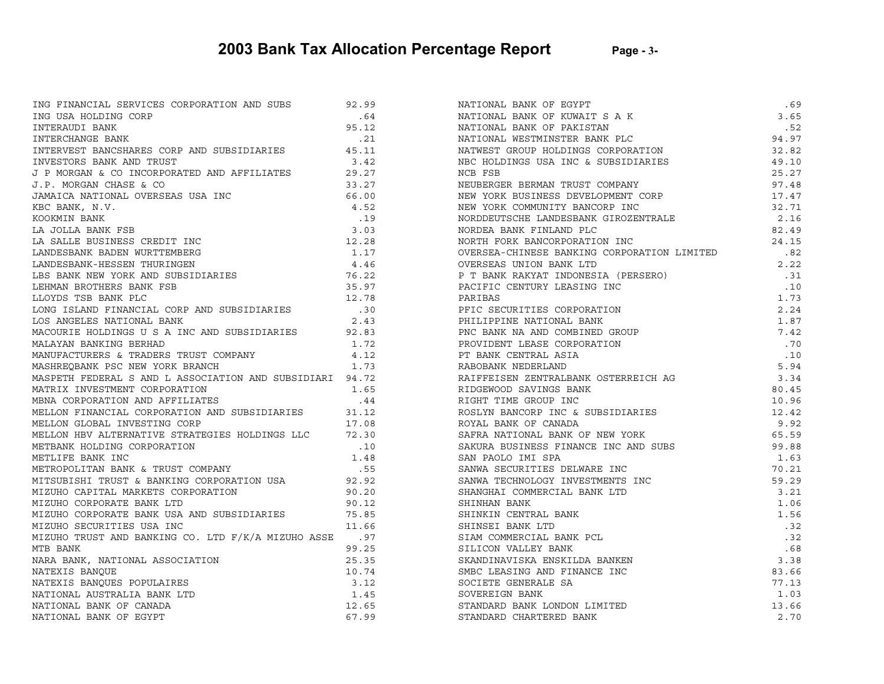# 2003 Bank Tax Allocation Percentage Report

| | |
|---|---|
| ING FINANCIAL SERVICES CORPORATION AND SUBS | 92.99 |
| ING USA HOLDING CORP | .64 |
| INTERAUDI BANK | 95.12 |
| INTERCHANGE BANK | .21 |
| INTERVEST BANCSHARES CORP AND SUBSIDIARIES | 45.11 |
| INVESTORS BANK AND TRUST | 3.42 |
| J P MORGAN & CO INCORPORATED AND AFFILIATES | 29.27 |
| J.P. MORGAN CHASE & CO | 33.27 |
| JAMAICA NATIONAL OVERSEAS USA INC | 66.00 |
| KBC BANK, N.V. | 4.52 |
| KOOKMIN BANK | .19 |
| LA JOLLA BANK FSB | 3.03 |
| LA SALLE BUSINESS CREDIT INC | 12.28 |
| LANDESBANK BADEN WURTTEMBERG | 1.17 |
| LANDESBANK-HESSEN THURINGEN | 4.46 |
| LBS BANK NEW YORK AND SUBSIDIARIES | 76.22 |
| LEHMAN BROTHERS BANK FSB | 35.97 |
| LLOYDS TSB BANK PLC | 12.78 |
| LONG ISLAND FINANCIAL CORP AND SUBSIDIARIES | .30 |
| LOS ANGELES NATIONAL BANK | 2.43 |
| MACOURIE HOLDINGS U S A INC AND SUBSIDIARIES | 92.83 |
| MALAYAN BANKING BERHAD | 1.72 |
| MANUFACTURERS & TRADERS TRUST COMPANY | 4.12 |
| MASHREQBANK PSC NEW YORK BRANCH | 1.73 |
| MASPETH FEDERAL S AND L ASSOCIATION AND SUBSIDIARI | 94.72 |
| MATRIX INVESTMENT CORPORATION | 1.65 |
| MBNA CORPORATION AND AFFILIATES | .44 |
| MELLON FINANCIAL CORPORATION AND SUBSIDIARIES | 31.12 |
| MELLON GLOBAL INVESTING CORP | 17.08 |
| MELLON HBV ALTERNATIVE STRATEGIES HOLDINGS LLC | 72.30 |
| METBANK HOLDING CORPORATION | .10 |
| METLIFE BANK INC | 1.48 |
| METROPOLITAN BANK & TRUST COMPANY | .55 |
| MITSUBISHI TRUST & BANKING CORPORATION USA | 92.92 |
| MIZUHO CAPITAL MARKETS CORPORATION | 90.20 |
| MIZUHO CORPORATE BANK LTD | 90.12 |
| MIZUHO CORPORATE BANK USA AND SUBSIDIARIES | 75.85 |
| MIZUHO SECURITIES USA INC | 11.66 |
| MIZUHO TRUST AND BANKING CO. LTD F/K/A MIZUHO ASSE | .97 |
| MTB BANK | 99.25 |
| NARA BANK, NATIONAL ASSOCIATION | 25.35 |
| NATEXIS BANQUE | 10.74 |
| NATEXIS BANQUES POPULAIRES | 3.12 |
| NATIONAL AUSTRALIA BANK LTD | 1.45 |
| NATIONAL BANK OF CANADA | 12.65 |
| NATIONAL BANK OF EGYPT | 67.99 |
| NATIONAL BANK OF EGYPT | .69 |
| NATIONAL BANK OF KUWAIT S A K | 3.65 |
| NATIONAL BANK OF PAKISTAN | .52 |
| NATIONAL WESTMINSTER BANK PLC | 94.97 |
| NATWEST GROUP HOLDINGS CORPORATION | 32.82 |
| NBC HOLDINGS USA INC & SUBSIDIARIES | 49.10 |
| NCB FSB | 25.27 |
| NEUBERGER BERMAN TRUST COMPANY | 97.48 |
| NEW YORK BUSINESS DEVELOPMENT CORP | 17.47 |
| NEW YORK COMMUNITY BANCORP INC | 32.71 |
| NORDDEUTSCHE LANDESBANK GIROZENTRALE | 2.16 |
| NORDEA BANK FINLAND PLC | 82.49 |
| NORTH FORK BANCORPORATION INC | 24.15 |
| OVERSEA-CHINESE BANKING CORPORATION LIMITED | .82 |
| OVERSEAS UNION BANK LTD | 2.22 |
| P T BANK RAKYAT INDONESIA (PERSERO) | .31 |
| PACIFIC CENTURY LEASING INC | .10 |
| PARIBAS | 1.73 |
| PFIC SECURITIES CORPORATION | 2.24 |
| PHILIPPINE NATIONAL BANK | 1.87 |
| PNC BANK NA AND COMBINED GROUP | 7.42 |
| PROVIDENT LEASE CORPORATION | .70 |
| PT BANK CENTRAL ASIA | .10 |
| RABOBANK NEDERLAND | 5.94 |
| RAIFFEISEN ZENTRALBANK OSTERREICH AG | 3.34 |
| RIDGEWOOD SAVINGS BANK | 80.45 |
| RIGHT TIME GROUP INC | 10.96 |
| ROSLYN BANCORP INC & SUBSIDIARIES | 12.42 |
| ROYAL BANK OF CANADA | 9.92 |
| SAFRA NATIONAL BANK OF NEW YORK | 65.59 |
| SAKURA BUSINESS FINANCE INC AND SUBS | 99.88 |
| SAN PAOLO IMI SPA | 1.63 |
| SANWA SECURITIES DELWARE INC | 70.21 |
| SANWA TECHNOLOGY INVESTMENTS INC | 59.29 |
| SHANGHAI COMMERCIAL BANK LTD | 3.21 |
| SHINHAN BANK | 1.06 |
| SHINKIN CENTRAL BANK | 1.56 |
| SHINSEI BANK LTD | .32 |
| SIAM COMMERCIAL BANK PCL | .32 |
| SILICON VALLEY BANK | .68 |
| SKANDINAVISKA ENSKILDA BANKEN | 3.38 |
| SMBC LEASING AND FINANCE INC | 83.66 |
| SOCIETE GENERALE SA | 77.13 |
| SOVEREIGN BANK | 1.03 |
| STANDARD BANK LONDON LIMITED | 13.66 |
| STANDARD CHARTERED BANK | 2.70 |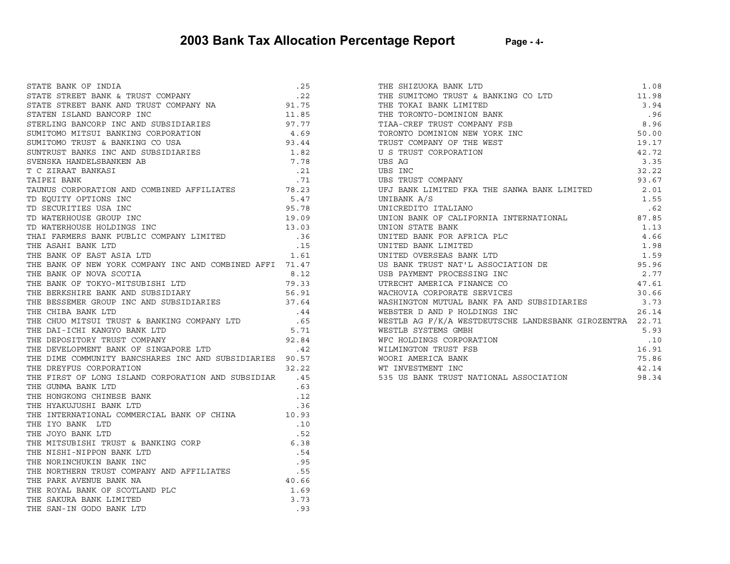# 2003 Bank Tax Allocation Percentage Report

| | |
|---|---|
| STATE BANK OF INDIA | .25 |
| STATE STREET BANK & TRUST COMPANY | .22 |
| STATE STREET BANK AND TRUST COMPANY NA | 91.75 |
| STATEN ISLAND BANCORP INC | 11.85 |
| STERLING BANCORP INC AND SUBSIDIARIES | 97.77 |
| SUMITOMO MITSUI BANKING CORPORATION | 4.69 |
| SUMITOMO TRUST & BANKING CO USA | 93.44 |
| SUNTRUST BANKS INC AND SUBSIDIARIES | 1.82 |
| SVENSKA HANDELSBANKEN AB | 7.78 |
| T C ZIRAAT BANKASI | .21 |
| TAIPEI BANK | .71 |
| TAUNUS CORPORATION AND COMBINED AFFILIATES | 78.23 |
| TD EQUITY OPTIONS INC | 5.47 |
| TD SECURITIES USA INC | 95.78 |
| TD WATERHOUSE GROUP INC | 19.09 |
| TD WATERHOUSE HOLDINGS INC | 13.03 |
| THAI FARMERS BANK PUBLIC COMPANY LIMITED | .36 |
| THE ASAHI BANK LTD | .15 |
| THE BANK OF EAST ASIA LTD | 1.61 |
| THE BANK OF NEW YORK COMPANY INC AND COMBINED AFFI | 71.47 |
| THE BANK OF NOVA SCOTIA | 8.12 |
| THE BANK OF TOKYO-MITSUBISHI LTD | 79.33 |
| THE BERKSHIRE BANK AND SUBSIDIARY | 56.91 |
| THE BESSEMER GROUP INC AND SUBSIDIARIES | 37.64 |
| THE CHIBA BANK LTD | .44 |
| THE CHUO MITSUI TRUST & BANKING COMPANY LTD | .65 |
| THE DAI-ICHI KANGYO BANK LTD | 5.71 |
| THE DEPOSITORY TRUST COMPANY | 92.84 |
| THE DEVELOPMENT BANK OF SINGAPORE LTD | .42 |
| THE DIME COMMUNITY BANCSHARES INC AND SUBSIDIARIES | 90.57 |
| THE DREYFUS CORPORATION | 32.22 |
| THE FIRST OF LONG ISLAND CORPORATION AND SUBSIDIAR | .45 |
| THE GUNMA BANK LTD | .63 |
| THE HONGKONG CHINESE BANK | .12 |
| THE HYAKUJUSHI BANK LTD | .36 |
| THE INTERNATIONAL COMMERCIAL BANK OF CHINA | 10.93 |
| THE IYO BANK LTD | .10 |
| THE JOYO BANK LTD | .52 |
| THE MITSUBISHI TRUST & BANKING CORP | 6.38 |
| THE NISHI-NIPPON BANK LTD | .54 |
| THE NORINCHUKIN BANK INC | .95 |
| THE NORTHERN TRUST COMPANY AND AFFILIATES | .55 |
| THE PARK AVENUE BANK NA | 40.66 |
| THE ROYAL BANK OF SCOTLAND PLC | 1.69 |
| THE SAKURA BANK LIMITED | 3.73 |
| THE SAN-IN GODO BANK LTD | .93 |
| THE SHIZUOKA BANK LTD | 1.08 |
| THE SUMITOMO TRUST & BANKING CO LTD | 11.98 |
| THE TOKAI BANK LIMITED | 3.94 |
| THE TORONTO-DOMINION BANK | .96 |
| TIAA-CREF TRUST COMPANY FSB | 8.96 |
| TORONTO DOMINION NEW YORK INC | 50.00 |
| TRUST COMPANY OF THE WEST | 19.17 |
| U S TRUST CORPORATION | 42.72 |
| UBS AG | 3.35 |
| UBS INC | 32.22 |
| UBS TRUST COMPANY | 93.67 |
| UFJ BANK LIMITED FKA THE SANWA BANK LIMITED | 2.01 |
| UNIBANK A/S | 1.55 |
| UNICREDITO ITALIANO | .62 |
| UNION BANK OF CALIFORNIA INTERNATIONAL | 87.85 |
| UNION STATE BANK | 1.13 |
| UNITED BANK FOR AFRICA PLC | 4.66 |
| UNITED BANK LIMITED | 1.98 |
| UNITED OVERSEAS BANK LTD | 1.59 |
| US BANK TRUST NAT'L ASSOCIATION DE | 95.96 |
| USB PAYMENT PROCESSING INC | 2.77 |
| UTRECHT AMERICA FINANCE CO | 47.61 |
| WACHOVIA CORPORATE SERVICES | 30.66 |
| WASHINGTON MUTUAL BANK FA AND SUBSIDIARIES | 3.73 |
| WEBSTER D AND P HOLDINGS INC | 26.14 |
| WESTLB AG F/K/A WESTDEUTSCHE LANDESBANK GIROZENTRA | 22.71 |
| WESTLB SYSTEMS GMBH | 5.93 |
| WFC HOLDINGS CORPORATION | .10 |
| WILMINGTON TRUST FSB | 16.91 |
| WOORI AMERICA BANK | 75.86 |
| WT INVESTMENT INC | 42.14 |
| 535 US BANK TRUST NATIONAL ASSOCIATION | 98.34 |